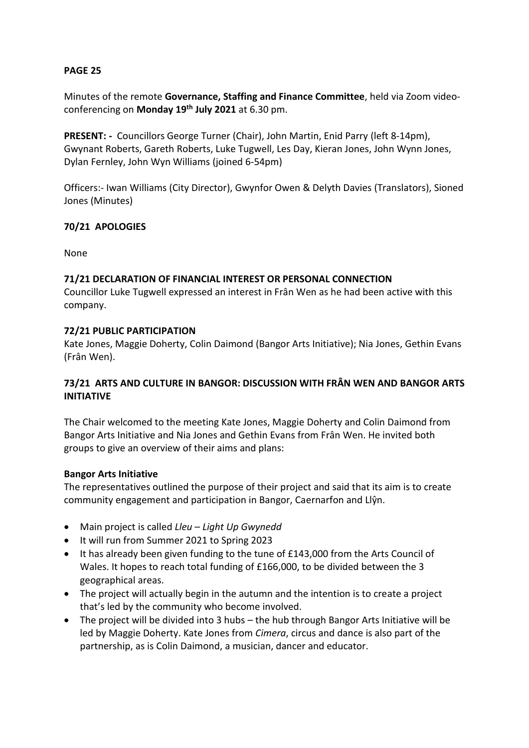**PAGE 25**

Minutes of the remote **Governance, Staffing and Finance Committee**, held via Zoom video-conferencing on **Monday 19th July 2021** at 6.30 pm.

**PRESENT: -** Councillors George Turner (Chair), John Martin, Enid Parry (left 8-14pm), Gwynant Roberts, Gareth Roberts, Luke Tugwell, Les Day, Kieran Jones, John Wynn Jones, Dylan Fernley, John Wyn Williams (joined 6-54pm)

Officers:- Iwan Williams (City Director), Gwynfor Owen & Delyth Davies (Translators), Sioned Jones (Minutes)

**70/21 APOLOGIES**

None

**71/21 DECLARATION OF FINANCIAL INTEREST OR PERSONAL CONNECTION**

Councillor Luke Tugwell expressed an interest in Frân Wen as he had been active with this company.

**72/21 PUBLIC PARTICIPATION**

Kate Jones, Maggie Doherty, Colin Daimond (Bangor Arts Initiative); Nia Jones, Gethin Evans (Frân Wen).

**73/21 ARTS AND CULTURE IN BANGOR: DISCUSSION WITH FRÂN WEN AND BANGOR ARTS INITIATIVE**

The Chair welcomed to the meeting Kate Jones, Maggie Doherty and Colin Daimond from Bangor Arts Initiative and Nia Jones and Gethin Evans from Frân Wen. He invited both groups to give an overview of their aims and plans:

**Bangor Arts Initiative**

The representatives outlined the purpose of their project and said that its aim is to create community engagement and participation in Bangor, Caernarfon and Llŷn.

- Main project is called *Lleu – Light Up Gwynedd*
- It will run from Summer 2021 to Spring 2023
- It has already been given funding to the tune of £143,000 from the Arts Council of Wales. It hopes to reach total funding of £166,000, to be divided between the 3 geographical areas.
- The project will actually begin in the autumn and the intention is to create a project that's led by the community who become involved.
- The project will be divided into 3 hubs – the hub through Bangor Arts Initiative will be led by Maggie Doherty. Kate Jones from *Cimera*, circus and dance is also part of the partnership, as is Colin Daimond, a musician, dancer and educator.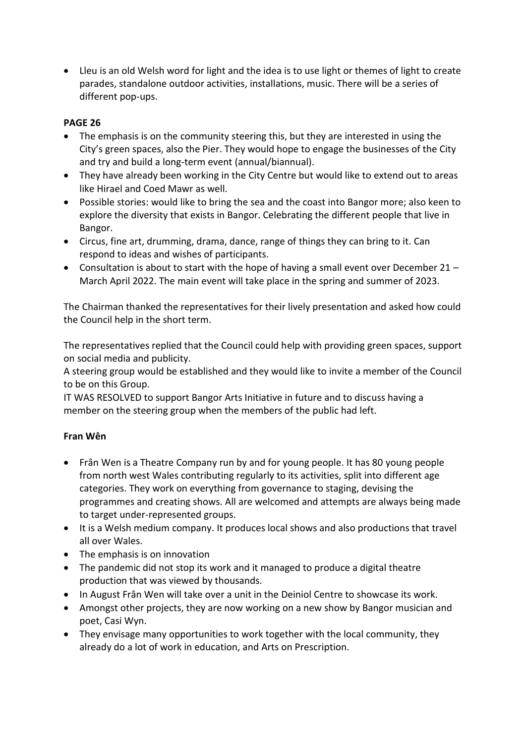- Lleu is an old Welsh word for light and the idea is to use light or themes of light to create parades, standalone outdoor activities, installations, music. There will be a series of different pop-ups.

**PAGE 26**

- The emphasis is on the community steering this, but they are interested in using the City's green spaces, also the Pier. They would hope to engage the businesses of the City and try and build a long-term event (annual/biannual).
- They have already been working in the City Centre but would like to extend out to areas like Hirael and Coed Mawr as well.
- Possible stories: would like to bring the sea and the coast into Bangor more; also keen to explore the diversity that exists in Bangor. Celebrating the different people that live in Bangor.
- Circus, fine art, drumming, drama, dance, range of things they can bring to it. Can respond to ideas and wishes of participants.
- Consultation is about to start with the hope of having a small event over December 21 – March April 2022. The main event will take place in the spring and summer of 2023.

The Chairman thanked the representatives for their lively presentation and asked how could the Council help in the short term.

The representatives replied that the Council could help with providing green spaces, support on social media and publicity.
A steering group would be established and they would like to invite a member of the Council to be on this Group.
IT WAS RESOLVED to support Bangor Arts Initiative in future and to discuss having a member on the steering group when the members of the public had left.

**Fran Wên**

- Frân Wen is a Theatre Company run by and for young people. It has 80 young people from north west Wales contributing regularly to its activities, split into different age categories. They work on everything from governance to staging, devising the programmes and creating shows. All are welcomed and attempts are always being made to target under-represented groups.
- It is a Welsh medium company. It produces local shows and also productions that travel all over Wales.
- The emphasis is on innovation
- The pandemic did not stop its work and it managed to produce a digital theatre production that was viewed by thousands.
- In August Frân Wen will take over a unit in the Deiniol Centre to showcase its work.
- Amongst other projects, they are now working on a new show by Bangor musician and poet, Casi Wyn.
- They envisage many opportunities to work together with the local community, they already do a lot of work in education, and Arts on Prescription.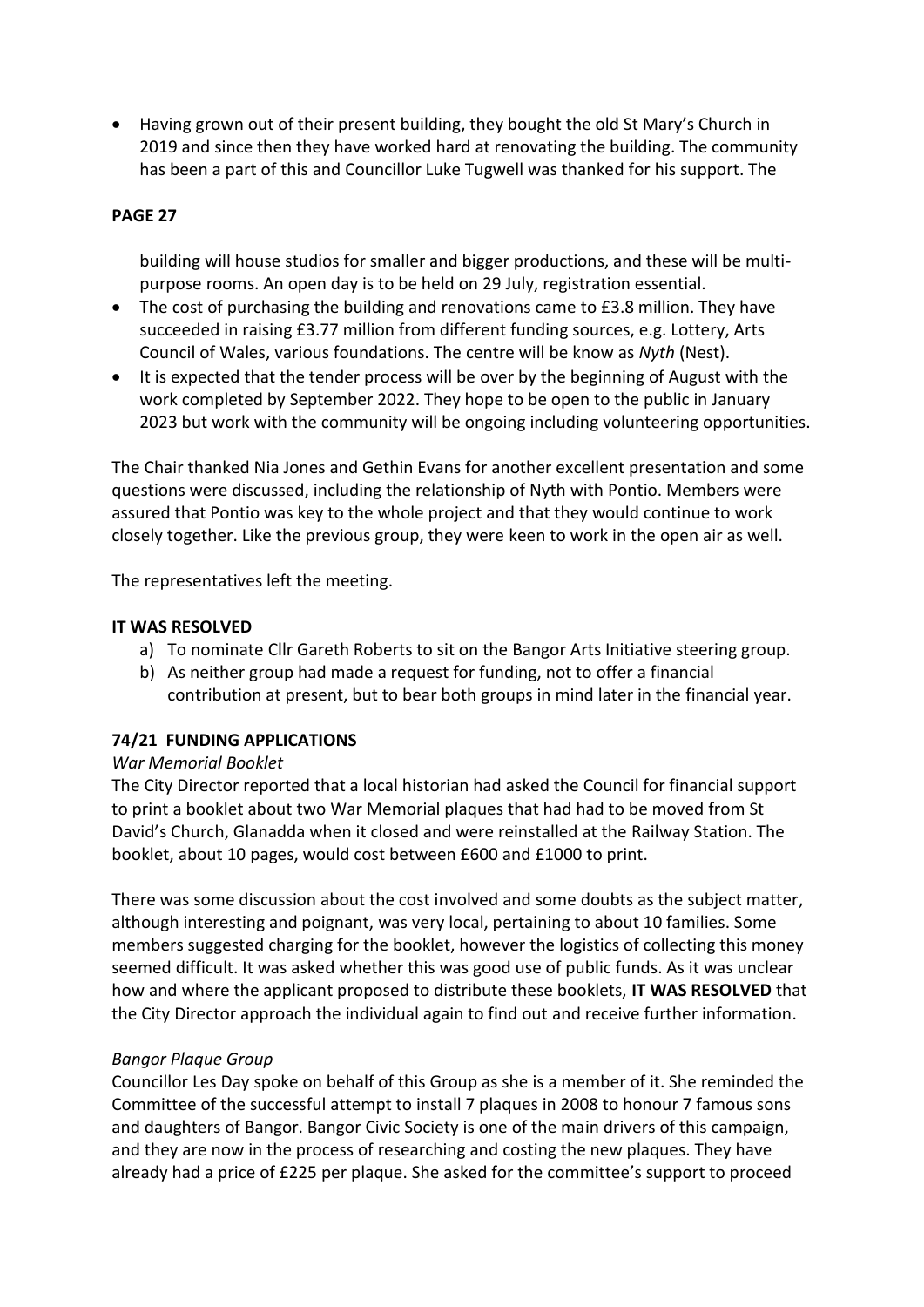- Having grown out of their present building, they bought the old St Mary's Church in 2019 and since then they have worked hard at renovating the building. The community has been a part of this and Councillor Luke Tugwell was thanked for his support. The

**PAGE 27**

building will house studios for smaller and bigger productions, and these will be multi-purpose rooms. An open day is to be held on 29 July, registration essential.
- The cost of purchasing the building and renovations came to £3.8 million. They have succeeded in raising £3.77 million from different funding sources, e.g. Lottery, Arts Council of Wales, various foundations. The centre will be know as *Nyth* (Nest).
- It is expected that the tender process will be over by the beginning of August with the work completed by September 2022. They hope to be open to the public in January 2023 but work with the community will be ongoing including volunteering opportunities.

The Chair thanked Nia Jones and Gethin Evans for another excellent presentation and some questions were discussed, including the relationship of Nyth with Pontio. Members were assured that Pontio was key to the whole project and that they would continue to work closely together. Like the previous group, they were keen to work in the open air as well.

The representatives left the meeting.

**IT WAS RESOLVED**

a) To nominate Cllr Gareth Roberts to sit on the Bangor Arts Initiative steering group.
b) As neither group had made a request for funding, not to offer a financial contribution at present, but to bear both groups in mind later in the financial year.

**74/21 FUNDING APPLICATIONS**

*War Memorial Booklet*

The City Director reported that a local historian had asked the Council for financial support to print a booklet about two War Memorial plaques that had had to be moved from St David's Church, Glanadda when it closed and were reinstalled at the Railway Station. The booklet, about 10 pages, would cost between £600 and £1000 to print.

There was some discussion about the cost involved and some doubts as the subject matter, although interesting and poignant, was very local, pertaining to about 10 families. Some members suggested charging for the booklet, however the logistics of collecting this money seemed difficult. It was asked whether this was good use of public funds. As it was unclear how and where the applicant proposed to distribute these booklets, **IT WAS RESOLVED** that the City Director approach the individual again to find out and receive further information.

*Bangor Plaque Group*

Councillor Les Day spoke on behalf of this Group as she is a member of it. She reminded the Committee of the successful attempt to install 7 plaques in 2008 to honour 7 famous sons and daughters of Bangor. Bangor Civic Society is one of the main drivers of this campaign, and they are now in the process of researching and costing the new plaques. They have already had a price of £225 per plaque. She asked for the committee's support to proceed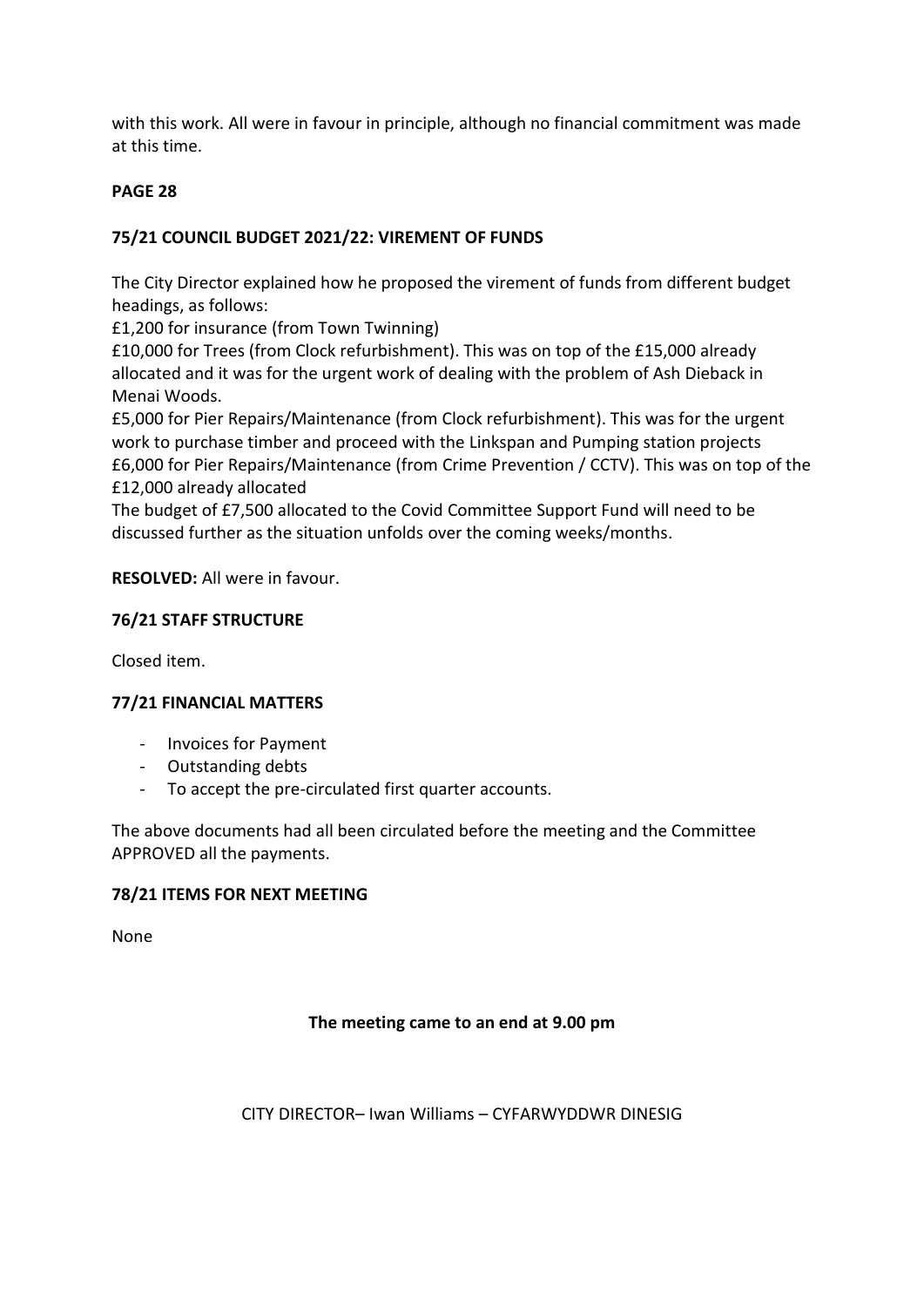with this work. All were in favour in principle, although no financial commitment was made at this time.

**PAGE 28**

**75/21 COUNCIL BUDGET 2021/22: VIREMENT OF FUNDS**

The City Director explained how he proposed the virement of funds from different budget headings, as follows:

£1,200 for insurance (from Town Twinning)

£10,000 for Trees (from Clock refurbishment). This was on top of the £15,000 already allocated and it was for the urgent work of dealing with the problem of Ash Dieback in Menai Woods.

£5,000 for Pier Repairs/Maintenance (from Clock refurbishment). This was for the urgent work to purchase timber and proceed with the Linkspan and Pumping station projects

£6,000 for Pier Repairs/Maintenance (from Crime Prevention / CCTV). This was on top of the £12,000 already allocated

The budget of £7,500 allocated to the Covid Committee Support Fund will need to be discussed further as the situation unfolds over the coming weeks/months.

**RESOLVED:** All were in favour.

**76/21 STAFF STRUCTURE**

Closed item.

**77/21 FINANCIAL MATTERS**

- Invoices for Payment
- Outstanding debts
- To accept the pre-circulated first quarter accounts.

The above documents had all been circulated before the meeting and the Committee APPROVED all the payments.

**78/21 ITEMS FOR NEXT MEETING**

None

**The meeting came to an end at 9.00 pm**

CITY DIRECTOR– Iwan Williams – CYFARWYDDWR DINESIG